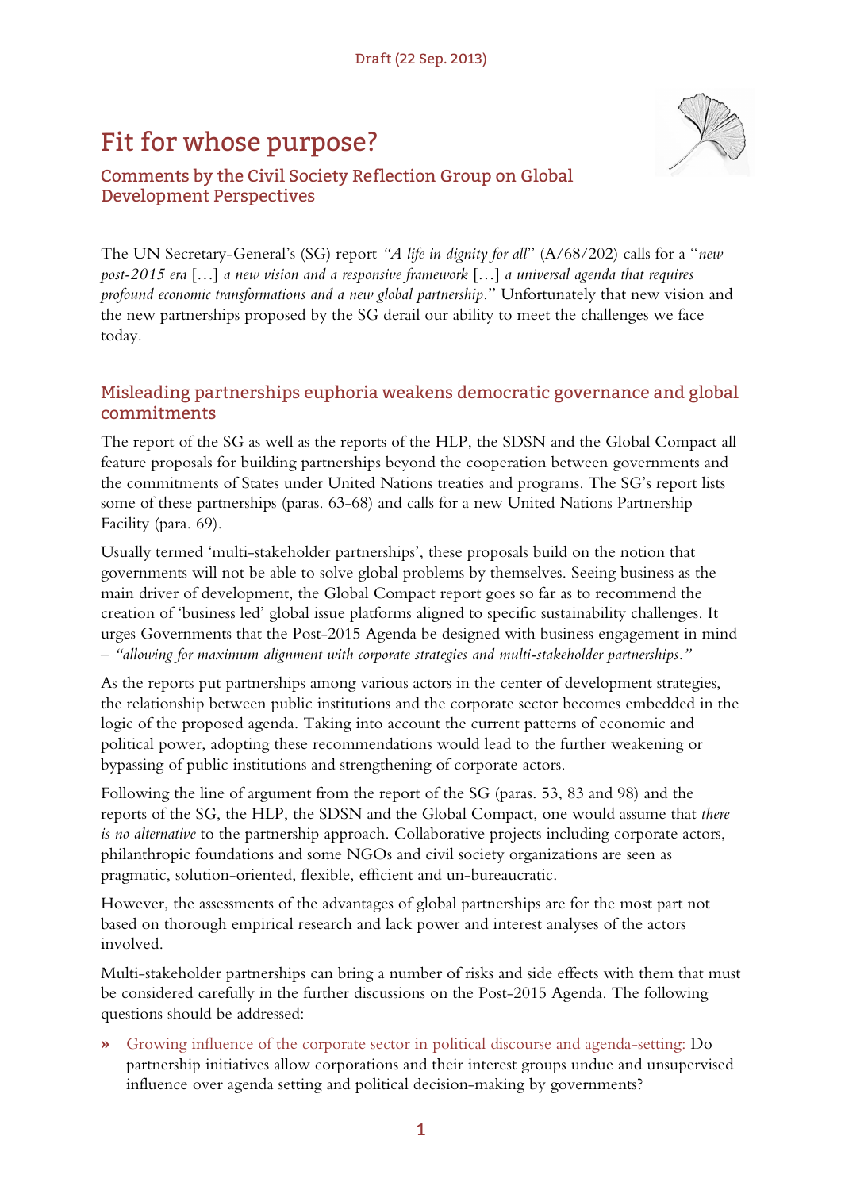Draft (22 Sep. 2013)

# Fit for whose purpose?

## Comments by the Civil Society Reflection Group on Global Development Perspectives

The UN Secretary-General's (SG) report *"A life in dignity for all"* (A/68/202) calls for a "*new post-2015 era* […] *a new vision and a responsive framework* […] *a universal agenda that requires profound economic transformations and a new global partnership.*" Unfortunately that new vision and the new partnerships proposed by the SG derail our ability to meet the challenges we face today.

### Misleading partnerships euphoria weakens democratic governance and global commitments

The report of the SG as well as the reports of the HLP, the SDSN and the Global Compact all feature proposals for building partnerships beyond the cooperation between governments and the commitments of States under United Nations treaties and programs. The SG's report lists some of these partnerships (paras. 63-68) and calls for a new United Nations Partnership Facility (para. 69).

Usually termed 'multi-stakeholder partnerships', these proposals build on the notion that governments will not be able to solve global problems by themselves. Seeing business as the main driver of development, the Global Compact report goes so far as to recommend the creation of 'business led' global issue platforms aligned to specific sustainability challenges. It urges Governments that the Post-2015 Agenda be designed with business engagement in mind – *"allowing for maximum alignment with corporate strategies and multi-stakeholder partnerships."*

As the reports put partnerships among various actors in the center of development strategies, the relationship between public institutions and the corporate sector becomes embedded in the logic of the proposed agenda. Taking into account the current patterns of economic and political power, adopting these recommendations would lead to the further weakening or bypassing of public institutions and strengthening of corporate actors.

Following the line of argument from the report of the SG (paras. 53, 83 and 98) and the reports of the SG, the HLP, the SDSN and the Global Compact, one would assume that *there is no alternative* to the partnership approach. Collaborative projects including corporate actors, philanthropic foundations and some NGOs and civil society organizations are seen as pragmatic, solution-oriented, flexible, efficient and un-bureaucratic.

However, the assessments of the advantages of global partnerships are for the most part not based on thorough empirical research and lack power and interest analyses of the actors involved.

Multi-stakeholder partnerships can bring a number of risks and side effects with them that must be considered carefully in the further discussions on the Post-2015 Agenda. The following questions should be addressed:

- Growing influence of the corporate sector in political discourse and agenda-setting: Do partnership initiatives allow corporations and their interest groups undue and unsupervised influence over agenda setting and political decision-making by governments?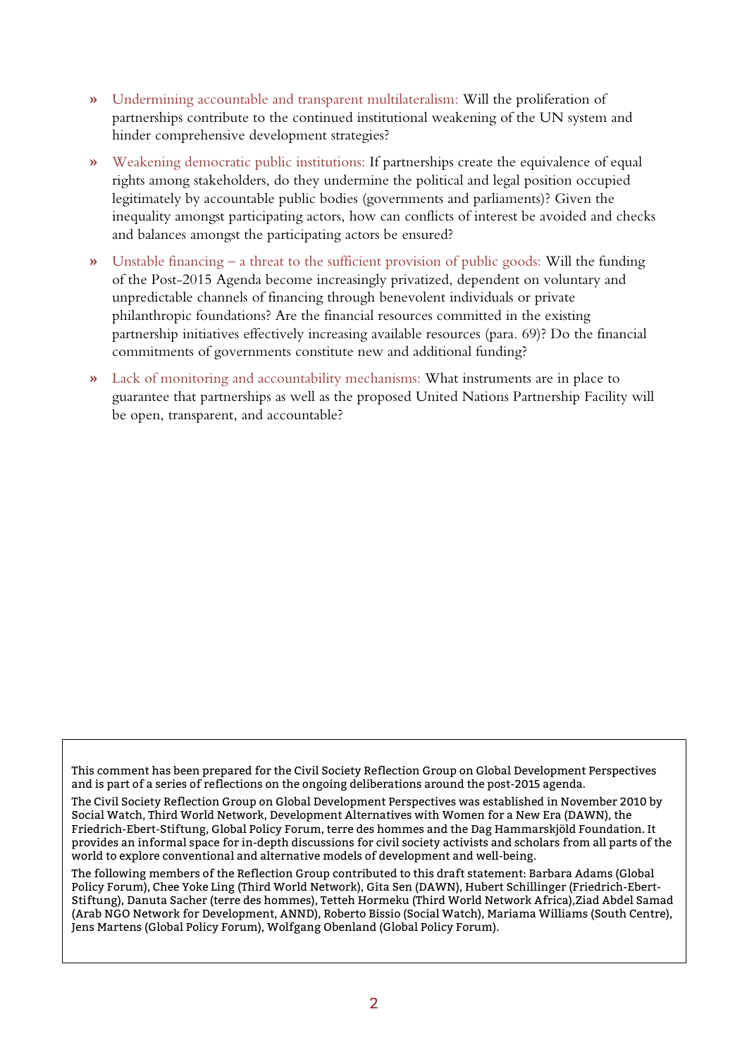- Undermining accountable and transparent multilateralism: Will the proliferation of partnerships contribute to the continued institutional weakening of the UN system and hinder comprehensive development strategies?
- Weakening democratic public institutions: If partnerships create the equivalence of equal rights among stakeholders, do they undermine the political and legal position occupied legitimately by accountable public bodies (governments and parliaments)? Given the inequality amongst participating actors, how can conflicts of interest be avoided and checks and balances amongst the participating actors be ensured?
- Unstable financing – a threat to the sufficient provision of public goods: Will the funding of the Post-2015 Agenda become increasingly privatized, dependent on voluntary and unpredictable channels of financing through benevolent individuals or private philanthropic foundations? Are the financial resources committed in the existing partnership initiatives effectively increasing available resources (para. 69)? Do the financial commitments of governments constitute new and additional funding?
- Lack of monitoring and accountability mechanisms: What instruments are in place to guarantee that partnerships as well as the proposed United Nations Partnership Facility will be open, transparent, and accountable?

This comment has been prepared for the Civil Society Reflection Group on Global Development Perspectives and is part of a series of reflections on the ongoing deliberations around the post-2015 agenda.

The Civil Society Reflection Group on Global Development Perspectives was established in November 2010 by Social Watch, Third World Network, Development Alternatives with Women for a New Era (DAWN), the Friedrich-Ebert-Stiftung, Global Policy Forum, terre des hommes and the Dag Hammarskjöld Foundation. It provides an informal space for in-depth discussions for civil society activists and scholars from all parts of the world to explore conventional and alternative models of development and well-being.

The following members of the Reflection Group contributed to this draft statement: Barbara Adams (Global Policy Forum), Chee Yoke Ling (Third World Network), Gita Sen (DAWN), Hubert Schillinger (Friedrich-Ebert-Stiftung), Danuta Sacher (terre des hommes), Tetteh Hormeku (Third World Network Africa),Ziad Abdel Samad (Arab NGO Network for Development, ANND), Roberto Bissio (Social Watch), Mariama Williams (South Centre), Jens Martens (Global Policy Forum), Wolfgang Obenland (Global Policy Forum).